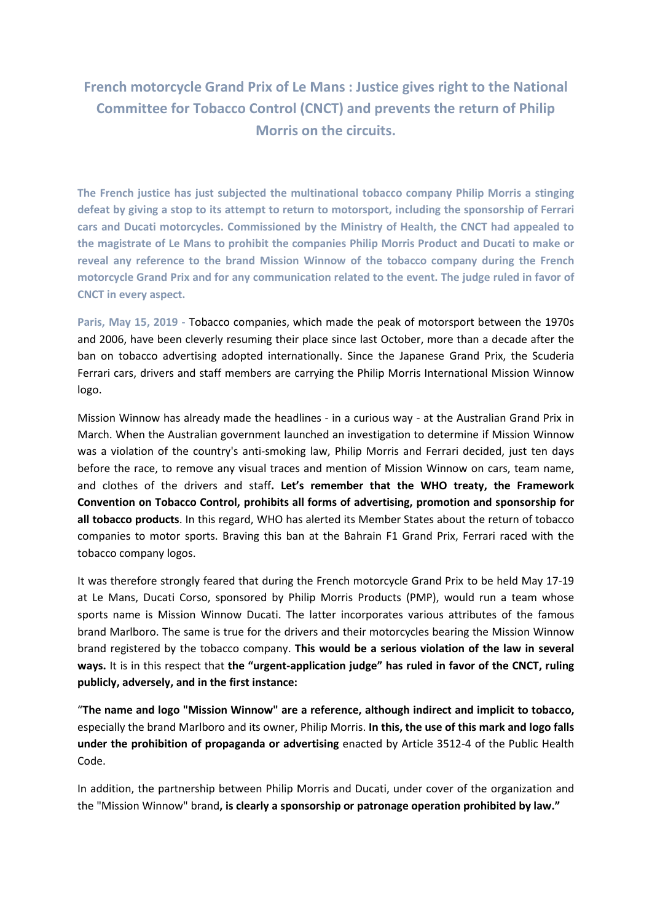# French motorcycle Grand Prix of Le Mans : Justice gives right to the National Committee for Tobacco Control (CNCT) and prevents the return of Philip Morris on the circuits.

**The French justice has just subjected the multinational tobacco company Philip Morris a stinging defeat by giving a stop to its attempt to return to motorsport, including the sponsorship of Ferrari cars and Ducati motorcycles. Commissioned by the Ministry of Health, the CNCT had appealed to the magistrate of Le Mans to prohibit the companies Philip Morris Product and Ducati to make or reveal any reference to the brand Mission Winnow of the tobacco company during the French motorcycle Grand Prix and for any communication related to the event. The judge ruled in favor of CNCT in every aspect.**

**Paris, May 15, 2019 -** Tobacco companies, which made the peak of motorsport between the 1970s and 2006, have been cleverly resuming their place since last October, more than a decade after the ban on tobacco advertising adopted internationally. Since the Japanese Grand Prix, the Scuderia Ferrari cars, drivers and staff members are carrying the Philip Morris International Mission Winnow logo.

Mission Winnow has already made the headlines - in a curious way - at the Australian Grand Prix in March. When the Australian government launched an investigation to determine if Mission Winnow was a violation of the country's anti-smoking law, Philip Morris and Ferrari decided, just ten days before the race, to remove any visual traces and mention of Mission Winnow on cars, team name, and clothes of the drivers and staff**. Let's remember that the WHO treaty, the Framework Convention on Tobacco Control, prohibits all forms of advertising, promotion and sponsorship for all tobacco products**. In this regard, WHO has alerted its Member States about the return of tobacco companies to motor sports. Braving this ban at the Bahrain F1 Grand Prix, Ferrari raced with the tobacco company logos.

It was therefore strongly feared that during the French motorcycle Grand Prix to be held May 17-19 at Le Mans, Ducati Corso, sponsored by Philip Morris Products (PMP), would run a team whose sports name is Mission Winnow Ducati. The latter incorporates various attributes of the famous brand Marlboro. The same is true for the drivers and their motorcycles bearing the Mission Winnow brand registered by the tobacco company. **This would be a serious violation of the law in several ways.** It is in this respect that **the "urgent-application judge" has ruled in favor of the CNCT, ruling publicly, adversely, and in the first instance:**

"**The name and logo "Mission Winnow" are a reference, although indirect and implicit to tobacco,** especially the brand Marlboro and its owner, Philip Morris. **In this, the use of this mark and logo falls under the prohibition of propaganda or advertising** enacted by Article 3512-4 of the Public Health Code.

In addition, the partnership between Philip Morris and Ducati, under cover of the organization and the "Mission Winnow" brand**, is clearly a sponsorship or patronage operation prohibited by law."**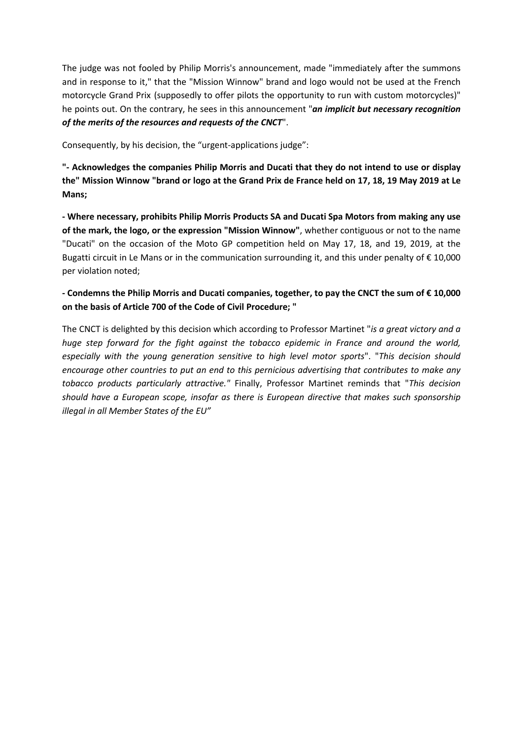The judge was not fooled by Philip Morris's announcement, made "immediately after the summons and in response to it," that the "Mission Winnow" brand and logo would not be used at the French motorcycle Grand Prix (supposedly to offer pilots the opportunity to run with custom motorcycles)" he points out. On the contrary, he sees in this announcement "***an implicit but necessary recognition of the merits of the resources and requests of the CNCT***".

Consequently, by his decision, the "urgent-applications judge":

**"- Acknowledges the companies Philip Morris and Ducati that they do not intend to use or display the" Mission Winnow "brand or logo at the Grand Prix de France held on 17, 18, 19 May 2019 at Le Mans;**

**- Where necessary, prohibits Philip Morris Products SA and Ducati Spa Motors from making any use of the mark, the logo, or the expression "Mission Winnow"**, whether contiguous or not to the name "Ducati" on the occasion of the Moto GP competition held on May 17, 18, and 19, 2019, at the Bugatti circuit in Le Mans or in the communication surrounding it, and this under penalty of € 10,000 per violation noted;

**- Condemns the Philip Morris and Ducati companies, together, to pay the CNCT the sum of € 10,000 on the basis of Article 700 of the Code of Civil Procedure; "**

The CNCT is delighted by this decision which according to Professor Martinet "*is a great victory and a huge step forward for the fight against the tobacco epidemic in France and around the world, especially with the young generation sensitive to high level motor sports*". "*This decision should encourage other countries to put an end to this pernicious advertising that contributes to make any tobacco products particularly attractive."* Finally, Professor Martinet reminds that "*This decision should have a European scope, insofar as there is European directive that makes such sponsorship illegal in all Member States of the EU"*